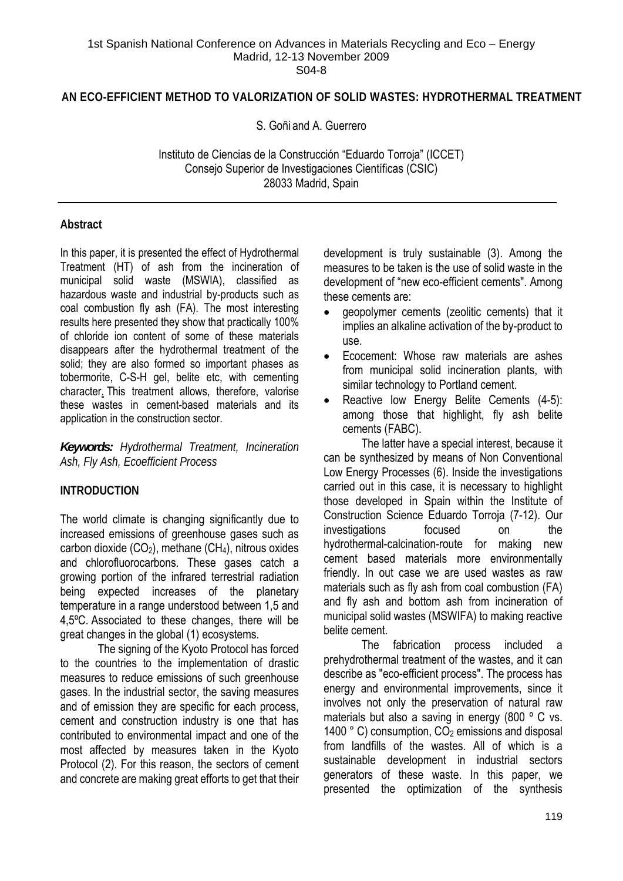1st Spanish National Conference on Advances in Materials Recycling and Eco – Energy
Madrid, 12-13 November 2009
S04-8

# AN ECO-EFFICIENT METHOD TO VALORIZATION OF SOLID WASTES: HYDROTHERMAL TREATMENT

S. Goñi and A. Guerrero

Instituto de Ciencias de la Construcción "Eduardo Torroja" (ICCET)
Consejo Superior de Investigaciones Científicas (CSIC)
28033 Madrid, Spain

## Abstract

In this paper, it is presented the effect of Hydrothermal Treatment (HT) of ash from the incineration of municipal solid waste (MSWIA), classified as hazardous waste and industrial by-products such as coal combustion fly ash (FA). The most interesting results here presented they show that practically 100% of chloride ion content of some of these materials disappears after the hydrothermal treatment of the solid; they are also formed so important phases as tobermorite, C-S-H gel, belite etc, with cementing character. This treatment allows, therefore, valorise these wastes in cement-based materials and its application in the construction sector.

***Keywords:*** *Hydrothermal Treatment, Incineration Ash, Fly Ash, Ecoefficient Process*

## INTRODUCTION

The world climate is changing significantly due to increased emissions of greenhouse gases such as carbon dioxide ($CO_2$), methane ($CH_4$), nitrous oxides and chlorofluorocarbons. These gases catch a growing portion of the infrared terrestrial radiation being expected increases of the planetary temperature in a range understood between 1,5 and 4,5ºC. Associated to these changes, there will be great changes in the global (1) ecosystems.

The signing of the Kyoto Protocol has forced to the countries to the implementation of drastic measures to reduce emissions of such greenhouse gases. In the industrial sector, the saving measures and of emission they are specific for each process, cement and construction industry is one that has contributed to environmental impact and one of the most affected by measures taken in the Kyoto Protocol (2). For this reason, the sectors of cement and concrete are making great efforts to get that their development is truly sustainable (3). Among the measures to be taken is the use of solid waste in the development of "new eco-efficient cements". Among these cements are:

- geopolymer cements (zeolitic cements) that it implies an alkaline activation of the by-product to use.
- Ecocement: Whose raw materials are ashes from municipal solid incineration plants, with similar technology to Portland cement.
- Reactive low Energy Belite Cements (4-5): among those that highlight, fly ash belite cements (FABC).

The latter have a special interest, because it can be synthesized by means of Non Conventional Low Energy Processes (6). Inside the investigations carried out in this case, it is necessary to highlight those developed in Spain within the Institute of Construction Science Eduardo Torroja (7-12). Our investigations focused on the hydrothermal-calcination-route for making new cement based materials more environmentally friendly. In out case we are used wastes as raw materials such as fly ash from coal combustion (FA) and fly ash and bottom ash from incineration of municipal solid wastes (MSWIFA) to making reactive belite cement.

The fabrication process included a prehydrothermal treatment of the wastes, and it can describe as "eco-efficient process". The process has energy and environmental improvements, since it involves not only the preservation of natural raw materials but also a saving in energy (800 º C vs. 1400 ° C) consumption, $CO_2$ emissions and disposal from landfills of the wastes. All of which is a sustainable development in industrial sectors generators of these waste. In this paper, we presented the optimization of the synthesis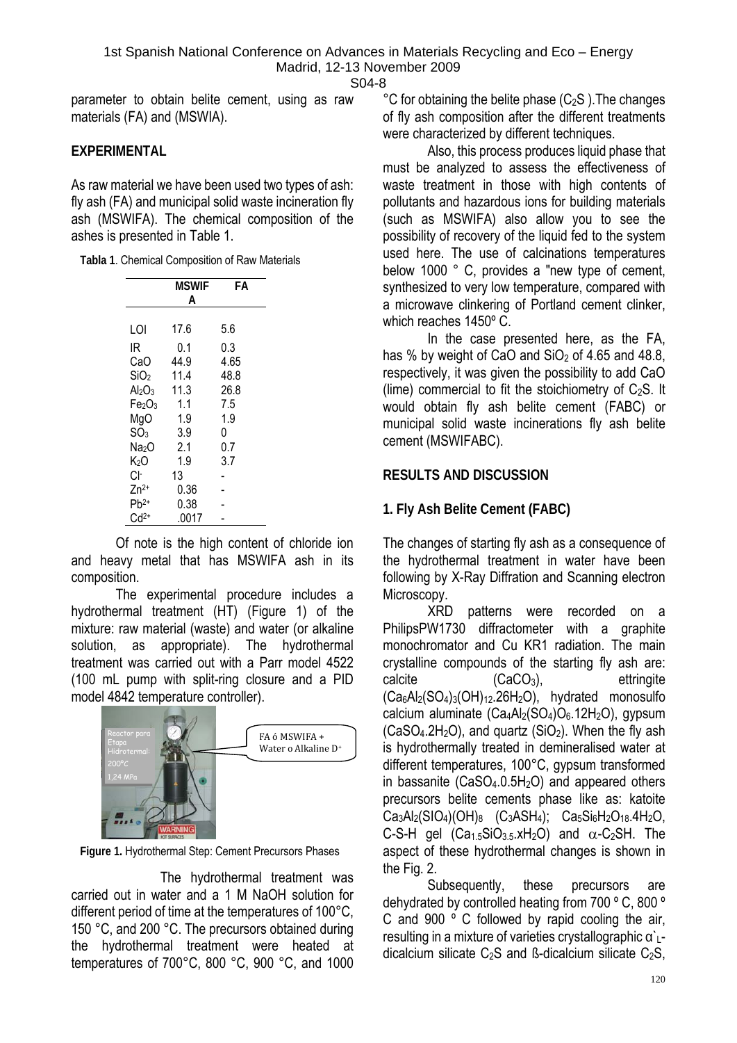parameter to obtain belite cement, using as raw materials (FA) and (MSWIA).

## EXPERIMENTAL

As raw material we have been used two types of ash: fly ash (FA) and municipal solid waste incineration fly ash (MSWIFA). The chemical composition of the ashes is presented in Table 1.

**Tabla 1**. Chemical Composition of Raw Materials

| | MSWIFA | FA |
|---|---|---|
| LOI | 17.6 | 5.6 |
| IR | 0.1 | 0.3 |
| CaO | 44.9 | 4.65 |
| $SiO_2$ | 11.4 | 48.8 |
| $Al_2O_3$ | 11.3 | 26.8 |
| $Fe_2O_3$ | 1.1 | 7.5 |
| MgO | 1.9 | 1.9 |
| $SO_3$ | 3.9 | 0 |
| $Na_2O$ | 2.1 | 0.7 |
| $K_2O$ | 1.9 | 3.7 |
| $Cl^-$ | 13 | - |
| $Zn^{2+}$ | 0.36 | - |
| $Pb^{2+}$ | 0.38 | - |
| $Cd^{2+}$ | .0017 | - |

Of note is the high content of chloride ion and heavy metal that has MSWIFA ash in its composition.

The experimental procedure includes a hydrothermal treatment (HT) (Figure 1) of the mixture: raw material (waste) and water (or alkaline solution, as appropriate). The hydrothermal treatment was carried out with a Parr model 4522 (100 mL pump with split-ring closure and a PID model 4842 temperature controller).

**Figure 1.** Hydrothermal Step: Cement Precursors Phases

The hydrothermal treatment was carried out in water and a 1 M NaOH solution for different period of time at the temperatures of 100°C, 150 °C, and 200 °C. The precursors obtained during the hydrothermal treatment were heated at temperatures of 700°C, 800 °C, 900 °C, and 1000 °C for obtaining the belite phase ($C_2S$ ).The changes of fly ash composition after the different treatments were characterized by different techniques.

Also, this process produces liquid phase that must be analyzed to assess the effectiveness of waste treatment in those with high contents of pollutants and hazardous ions for building materials (such as MSWIFA) also allow you to see the possibility of recovery of the liquid fed to the system used here. The use of calcinations temperatures below 1000 ° C, provides a "new type of cement, synthesized to very low temperature, compared with a microwave clinkering of Portland cement clinker, which reaches 1450º C.

In the case presented here, as the FA, has % by weight of CaO and $SiO_2$ of 4.65 and 48.8, respectively, it was given the possibility to add CaO (lime) commercial to fit the stoichiometry of $C_2S$. It would obtain fly ash belite cement (FABC) or municipal solid waste incinerations fly ash belite cement (MSWIFABC).

## RESULTS AND DISCUSSION

### 1. Fly Ash Belite Cement (FABC)

The changes of starting fly ash as a consequence of the hydrothermal treatment in water have been following by X-Ray Diffration and Scanning electron Microscopy.

XRD patterns were recorded on a PhilipsPW1730 diffractometer with a graphite monochromator and Cu KR1 radiation. The main crystalline compounds of the starting fly ash are: calcite ($CaCO_3$), ettringite ($Ca_6Al_2(SO_4)_3(OH)_{12}.26H_2O$), hydrated monosulfo calcium aluminate ($Ca_4Al_2(SO_4)O_6.12H_2O$), gypsum ($CaSO_4.2H_2O$), and quartz ($SiO_2$). When the fly ash is hydrothermally treated in demineralised water at different temperatures, 100°C, gypsum transformed in bassanite ($CaSO_4.0.5H_2O$) and appeared others precursors belite cements phase like as: katoite $Ca_3Al_2(SIO_4)(OH)_8$ ($C_3ASH_4$); $Ca_5Si_6H_2O_{18}.4H_2O$, C-S-H gel ($Ca_{1.5}SiO_{3.5}.xH_2O$) and $\alpha$-$C_2SH$. The aspect of these hydrothermal changes is shown in the Fig. 2.

Subsequently, these precursors are dehydrated by controlled heating from 700 º C, 800 º C and 900 º C followed by rapid cooling the air, resulting in a mixture of varieties crystallographic $\alpha`_L$-dicalcium silicate $C_2S$ and ß-dicalcium silicate $C_2S$,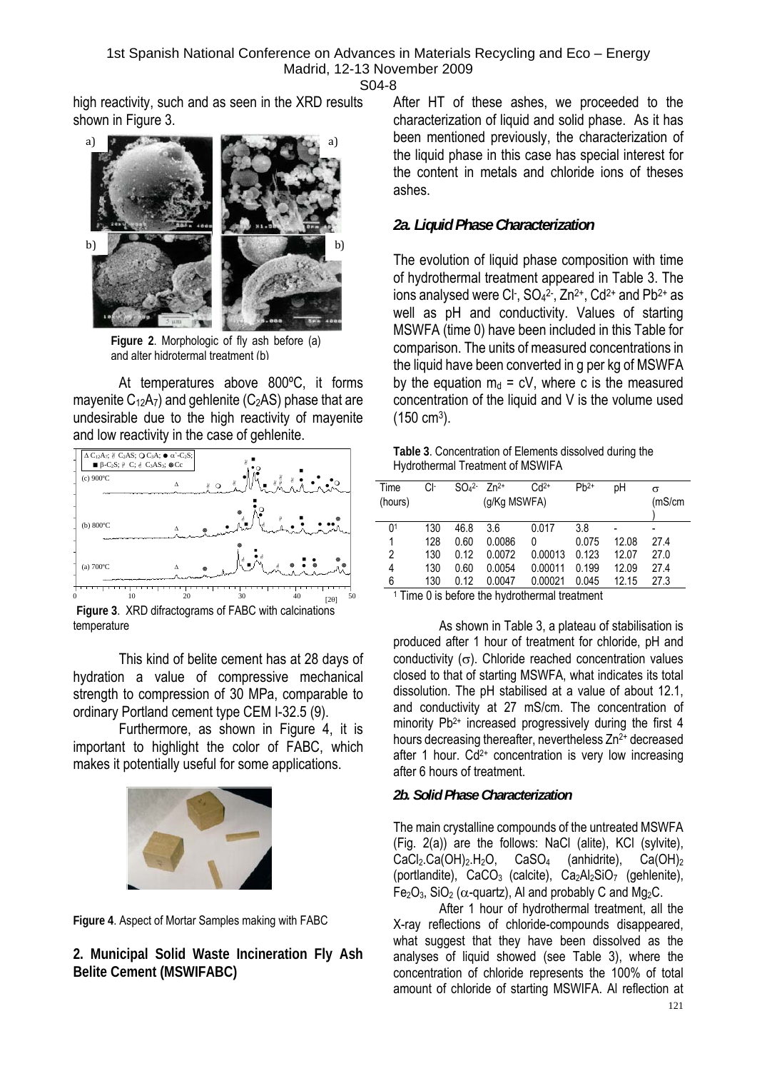high reactivity, such and as seen in the XRD results shown in Figure 3.

**Figure 2**. Morphologic of fly ash before (a) and alter hidrotermal treatment (b)

At temperatures above 800ºC, it forms mayenite $C_{12}A_7$) and gehlenite ($C_2AS$) phase that are undesirable due to the high reactivity of mayenite and low reactivity in the case of gehlenite.

**Figure 3**. XRD difractograms of FABC with calcinations temperature

This kind of belite cement has at 28 days of hydration a value of compressive mechanical strength to compression of 30 MPa, comparable to ordinary Portland cement type CEM I-32.5 (9).

Furthermore, as shown in Figure 4, it is important to highlight the color of FABC, which makes it potentially useful for some applications.

**Figure 4**. Aspect of Mortar Samples making with FABC

## 2. Municipal Solid Waste Incineration Fly Ash Belite Cement (MSWIFABC)

After HT of these ashes, we proceeded to the characterization of liquid and solid phase. As it has been mentioned previously, the characterization of the liquid phase in this case has special interest for the content in metals and chloride ions of theses ashes.

### *2a. Liquid Phase Characterization*

The evolution of liquid phase composition with time of hydrothermal treatment appeared in Table 3. The ions analysed were $Cl^-$, $SO_4^{2-}$, $Zn^{2+}$, $Cd^{2+}$ and $Pb^{2+}$ as well as pH and conductivity. Values of starting MSWFA (time 0) have been included in this Table for comparison. The units of measured concentrations in the liquid have been converted in g per kg of MSWFA by the equation $m_d = cV$, where c is the measured concentration of the liquid and V is the volume used ($150\ cm^3$).

**Table 3**. Concentration of Elements dissolved during the Hydrothermal Treatment of MSWIFA

| Time (hours) | $Cl^-$ | $SO_4^{2-}$ | $Zn^{2+}$ (g/Kg MSWFA) | $Cd^{2+}$ | $Pb^{2+}$ | pH | $\sigma$ (mS/cm) |
|---|---|---|---|---|---|---|---|
| 0[1] | 130 | 46.8 | 3.6 | 0.017 | 3.8 | - | - |
| 1 | 128 | 0.60 | 0.0086 | 0 | 0.075 | 12.08 | 27.4 |
| 2 | 130 | 0.12 | 0.0072 | 0.00013 | 0.123 | 12.07 | 27.0 |
| 4 | 130 | 0.60 | 0.0054 | 0.00011 | 0.199 | 12.09 | 27.4 |
| 6 | 130 | 0.12 | 0.0047 | 0.00021 | 0.045 | 12.15 | 27.3 |

[1] Time 0 is before the hydrothermal treatment

As shown in Table 3, a plateau of stabilisation is produced after 1 hour of treatment for chloride, pH and conductivity ($\sigma$). Chloride reached concentration values closed to that of starting MSWFA, what indicates its total dissolution. The pH stabilised at a value of about 12.1, and conductivity at 27 mS/cm. The concentration of minority $Pb^{2+}$ increased progressively during the first 4 hours decreasing thereafter, nevertheless $Zn^{2+}$ decreased after 1 hour. $Cd^{2+}$ concentration is very low increasing after 6 hours of treatment.

### *2b. Solid Phase Characterization*

The main crystalline compounds of the untreated MSWFA (Fig. 2(a)) are the follows: NaCl (alite), KCl (sylvite), $CaCl_2.Ca(OH)_2.H_2O$, $CaSO_4$ (anhidrite), $Ca(OH)_2$ (portlandite), $CaCO_3$ (calcite), $Ca_2Al_2SiO_7$ (gehlenite), $Fe_2O_3$, $SiO_2$ ($\alpha$-quartz), Al and probably C and $Mg_2C$.

After 1 hour of hydrothermal treatment, all the X-ray reflections of chloride-compounds disappeared, what suggest that they have been dissolved as the analyses of liquid showed (see Table 3), where the concentration of chloride represents the 100% of total amount of chloride of starting MSWIFA. Al reflection at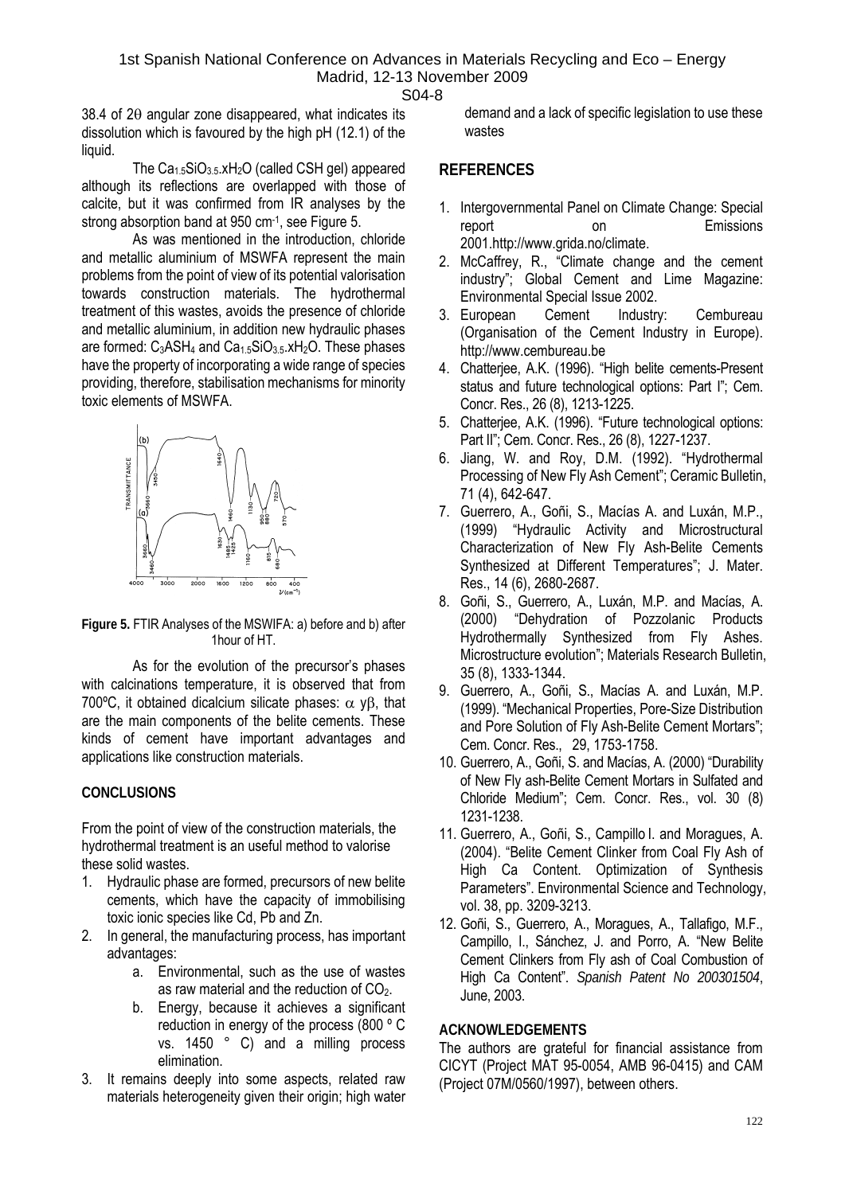38.4 of 2θ angular zone disappeared, what indicates its dissolution which is favoured by the high pH (12.1) of the liquid.

The $Ca_{1.5}SiO_{3.5}.xH_2O$ (called CSH gel) appeared although its reflections are overlapped with those of calcite, but it was confirmed from IR analyses by the strong absorption band at 950 cm$^{-1}$, see Figure 5.

As was mentioned in the introduction, chloride and metallic aluminium of MSWFA represent the main problems from the point of view of its potential valorisation towards construction materials. The hydrothermal treatment of this wastes, avoids the presence of chloride and metallic aluminium, in addition new hydraulic phases are formed: $C_3ASH_4$ and $Ca_{1.5}SiO_{3.5}.xH_2O$. These phases have the property of incorporating a wide range of species providing, therefore, stabilisation mechanisms for minority toxic elements of MSWFA.

(b)
TRANSMITTANCE
(a)
3460 3660 1640 1460 1130 950 880 720 570
3660 3460 1630 1485 1425 1160 815 680
4000 3000 2000 1600 1200 800 400
ν (cm$^{-1}$)

**Figure 5.** FTIR Analyses of the MSWIFA: a) before and b) after 1hour of HT.

As for the evolution of the precursor's phases with calcinations temperature, it is observed that from 700ºC, it obtained dicalcium silicate phases: α yβ, that are the main components of the belite cements. These kinds of cement have important advantages and applications like construction materials.

## CONCLUSIONS

From the point of view of the construction materials, the hydrothermal treatment is an useful method to valorise these solid wastes.

1. Hydraulic phase are formed, precursors of new belite cements, which have the capacity of immobilising toxic ionic species like Cd, Pb and Zn.
2. In general, the manufacturing process, has important advantages:
   a. Environmental, such as the use of wastes as raw material and the reduction of $CO_2$.
   b. Energy, because it achieves a significant reduction in energy of the process (800 º C vs. 1450 ° C) and a milling process elimination.
3. It remains deeply into some aspects, related raw materials heterogeneity given their origin; high water demand and a lack of specific legislation to use these wastes

## REFERENCES

1. Intergovernmental Panel on Climate Change: Special report on Emissions 2001.http://www.grida.no/climate.
2. McCaffrey, R., "Climate change and the cement industry"; Global Cement and Lime Magazine: Environmental Special Issue 2002.
3. European Cement Industry: Cembureau (Organisation of the Cement Industry in Europe). http://www.cembureau.be
4. Chatterjee, A.K. (1996). "High belite cements-Present status and future technological options: Part I"; Cem. Concr. Res., 26 (8), 1213-1225.
5. Chatterjee, A.K. (1996). "Future technological options: Part II"; Cem. Concr. Res., 26 (8), 1227-1237.
6. Jiang, W. and Roy, D.M. (1992). "Hydrothermal Processing of New Fly Ash Cement"; Ceramic Bulletin, 71 (4), 642-647.
7. Guerrero, A., Goñi, S., Macías A. and Luxán, M.P., (1999) "Hydraulic Activity and Microstructural Characterization of New Fly Ash-Belite Cements Synthesized at Different Temperatures"; J. Mater. Res., 14 (6), 2680-2687.
8. Goñi, S., Guerrero, A., Luxán, M.P. and Macías, A. (2000) "Dehydration of Pozzolanic Products Hydrothermally Synthesized from Fly Ashes. Microstructure evolution"; Materials Research Bulletin, 35 (8), 1333-1344.
9. Guerrero, A., Goñi, S., Macías A. and Luxán, M.P. (1999). "Mechanical Properties, Pore-Size Distribution and Pore Solution of Fly Ash-Belite Cement Mortars"; Cem. Concr. Res., 29, 1753-1758.
10. Guerrero, A., Goñi, S. and Macías, A. (2000) "Durability of New Fly ash-Belite Cement Mortars in Sulfated and Chloride Medium"; Cem. Concr. Res., vol. 30 (8) 1231-1238.
11. Guerrero, A., Goñi, S., Campillo I. and Moragues, A. (2004). "Belite Cement Clinker from Coal Fly Ash of High Ca Content. Optimization of Synthesis Parameters". Environmental Science and Technology, vol. 38, pp. 3209-3213.
12. Goñi, S., Guerrero, A., Moragues, A., Tallafigo, M.F., Campillo, I., Sánchez, J. and Porro, A. "New Belite Cement Clinkers from Fly ash of Coal Combustion of High Ca Content". *Spanish Patent No 200301504*, June, 2003.

## ACKNOWLEDGEMENTS

The authors are grateful for financial assistance from CICYT (Project MAT 95-0054, AMB 96-0415) and CAM (Project 07M/0560/1997), between others.